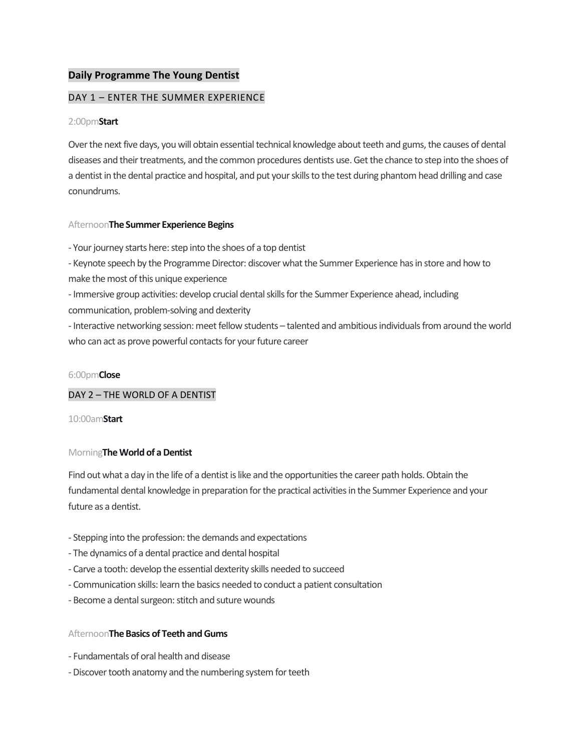## Daily Programme The Young Dentist

### DAY 1 – ENTER THE SUMMER EXPERIENCE

2:00pm**Start**

Over the next five days, you will obtain essential technical knowledge about teeth and gums, the causes of dental diseases and their treatments, and the common procedures dentists use. Get the chance to step into the shoes of a dentist in the dental practice and hospital, and put your skills to the test during phantom head drilling and case conundrums.

Afternoon**The Summer Experience Begins**

- Your journey starts here: step into the shoes of a top dentist
- Keynote speech by the Programme Director: discover what the Summer Experience has in store and how to make the most of this unique experience
- Immersive group activities: develop crucial dental skills for the Summer Experience ahead, including communication, problem-solving and dexterity
- Interactive networking session: meet fellow students – talented and ambitious individuals from around the world who can act as prove powerful contacts for your future career

6:00pm**Close**

### DAY 2 – THE WORLD OF A DENTIST

10:00am**Start**

Morning**The World of a Dentist**

Find out what a day in the life of a dentist is like and the opportunities the career path holds. Obtain the fundamental dental knowledge in preparation for the practical activities in the Summer Experience and your future as a dentist.

- Stepping into the profession: the demands and expectations
- The dynamics of a dental practice and dental hospital
- Carve a tooth: develop the essential dexterity skills needed to succeed
- Communication skills: learn the basics needed to conduct a patient consultation
- Become a dental surgeon: stitch and suture wounds

Afternoon**The Basics of Teeth and Gums**

- Fundamentals of oral health and disease
- Discover tooth anatomy and the numbering system for teeth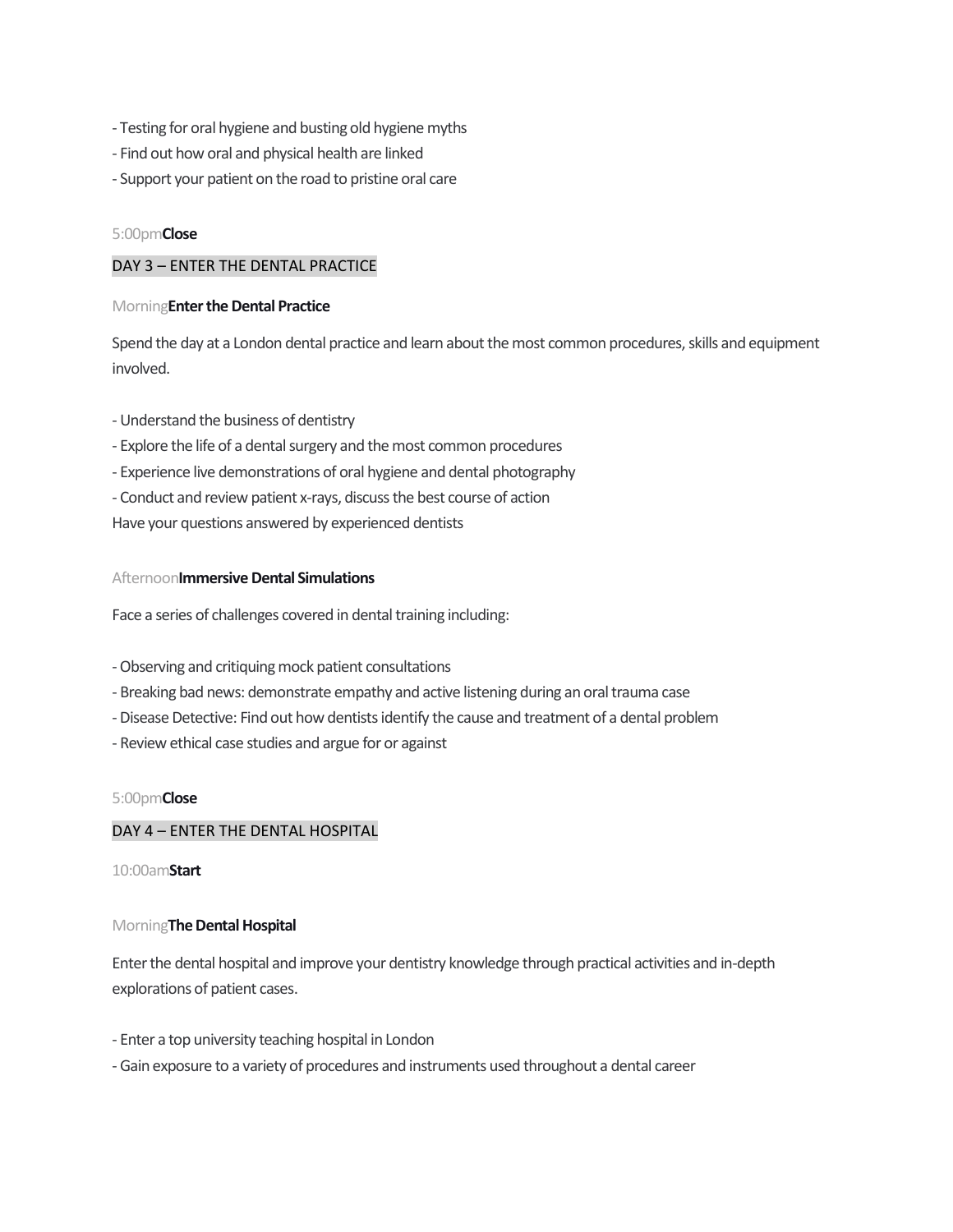- Testing for oral hygiene and busting old hygiene myths
- Find out how oral and physical health are linked
- Support your patient on the road to pristine oral care

5:00pm**Close**

## DAY 3 – ENTER THE DENTAL PRACTICE

Morning**Enter the Dental Practice**

Spend the day at a London dental practice and learn about the most common procedures, skills and equipment involved.

- Understand the business of dentistry
- Explore the life of a dental surgery and the most common procedures
- Experience live demonstrations of oral hygiene and dental photography
- Conduct and review patient x-rays, discuss the best course of action

Have your questions answered by experienced dentists

Afternoon**Immersive Dental Simulations**

Face a series of challenges covered in dental training including:

- Observing and critiquing mock patient consultations
- Breaking bad news: demonstrate empathy and active listening during an oral trauma case
- Disease Detective: Find out how dentists identify the cause and treatment of a dental problem
- Review ethical case studies and argue for or against

5:00pm**Close**

## DAY 4 – ENTER THE DENTAL HOSPITAL

10:00am**Start**

Morning**The Dental Hospital**

Enter the dental hospital and improve your dentistry knowledge through practical activities and in-depth explorations of patient cases.

- Enter a top university teaching hospital in London
- Gain exposure to a variety of procedures and instruments used throughout a dental career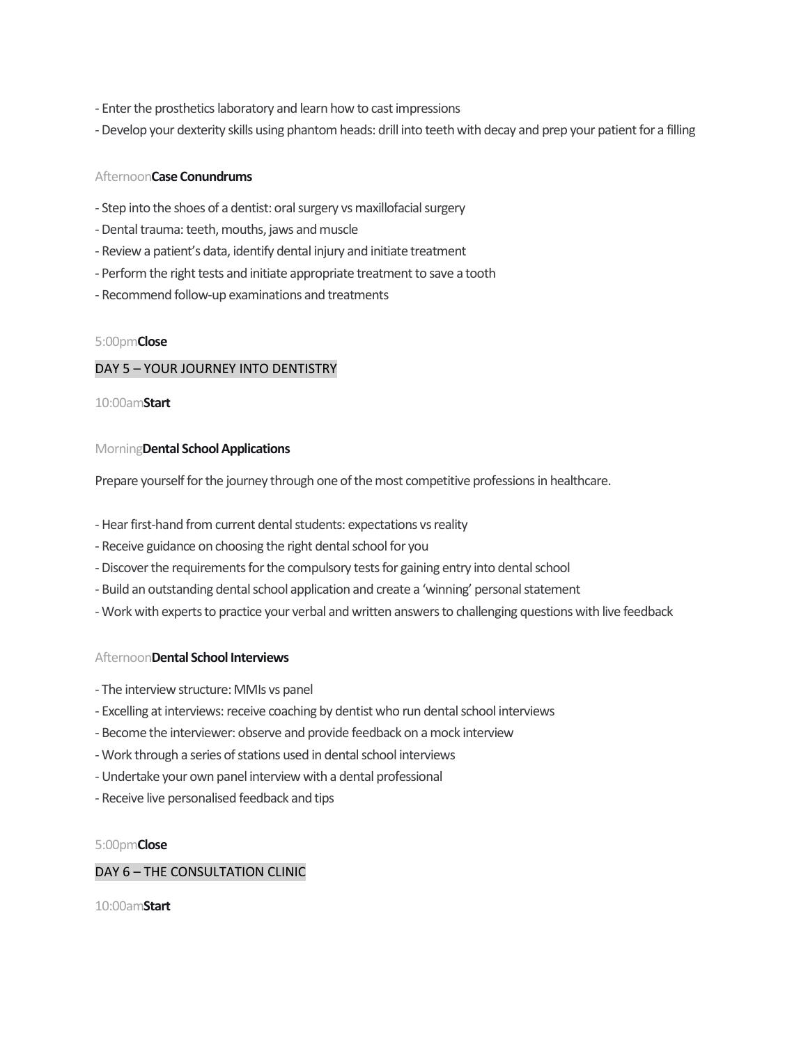- Enter the prosthetics laboratory and learn how to cast impressions
- Develop your dexterity skills using phantom heads: drill into teeth with decay and prep your patient for a filling

Afternoon**Case Conundrums**

- Step into the shoes of a dentist: oral surgery vs maxillofacial surgery
- Dental trauma: teeth, mouths, jaws and muscle
- Review a patient's data, identify dental injury and initiate treatment
- Perform the right tests and initiate appropriate treatment to save a tooth
- Recommend follow-up examinations and treatments

5:00pm**Close**

## DAY 5 – YOUR JOURNEY INTO DENTISTRY

10:00am**Start**

Morning**Dental School Applications**

Prepare yourself for the journey through one of the most competitive professions in healthcare.

- Hear first-hand from current dental students: expectations vs reality
- Receive guidance on choosing the right dental school for you
- Discover the requirements for the compulsory tests for gaining entry into dental school
- Build an outstanding dental school application and create a 'winning' personal statement
- Work with experts to practice your verbal and written answers to challenging questions with live feedback

Afternoon**Dental School Interviews**

- The interview structure: MMIs vs panel
- Excelling at interviews: receive coaching by dentist who run dental school interviews
- Become the interviewer: observe and provide feedback on a mock interview
- Work through a series of stations used in dental school interviews
- Undertake your own panel interview with a dental professional
- Receive live personalised feedback and tips

5:00pm**Close**

## DAY 6 – THE CONSULTATION CLINIC

10:00am**Start**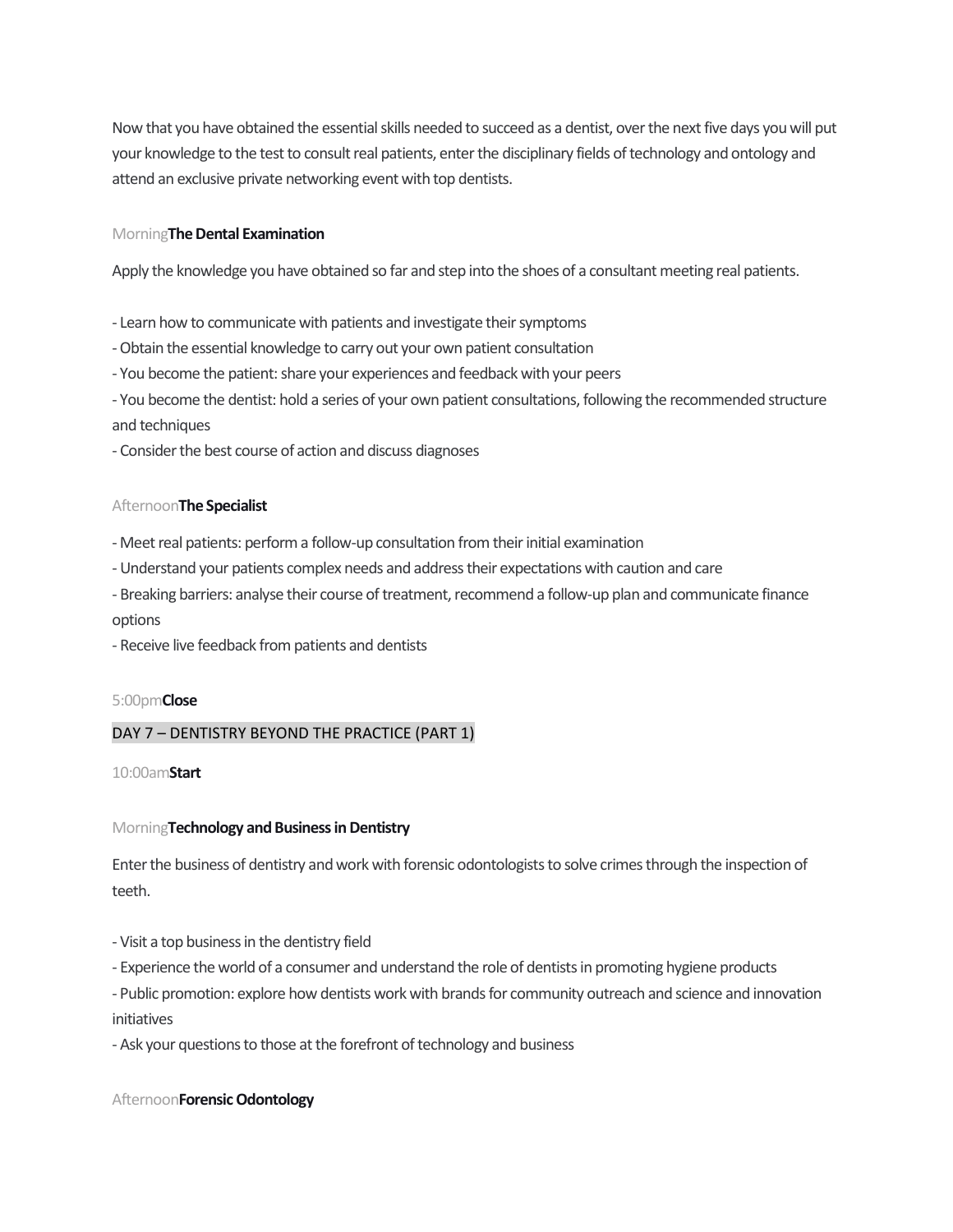Now that you have obtained the essential skills needed to succeed as a dentist, over the next five days you will put your knowledge to the test to consult real patients, enter the disciplinary fields of technology and ontology and attend an exclusive private networking event with top dentists.

Morning**The Dental Examination**

Apply the knowledge you have obtained so far and step into the shoes of a consultant meeting real patients.

- Learn how to communicate with patients and investigate their symptoms
- Obtain the essential knowledge to carry out your own patient consultation
- You become the patient: share your experiences and feedback with your peers
- You become the dentist: hold a series of your own patient consultations, following the recommended structure and techniques
- Consider the best course of action and discuss diagnoses

Afternoon**The Specialist**

- Meet real patients: perform a follow-up consultation from their initial examination
- Understand your patients complex needs and address their expectations with caution and care
- Breaking barriers: analyse their course of treatment, recommend a follow-up plan and communicate finance options
- Receive live feedback from patients and dentists

5:00pm**Close**

## DAY 7 – DENTISTRY BEYOND THE PRACTICE (PART 1)

10:00am**Start**

Morning**Technology and Business in Dentistry**

Enter the business of dentistry and work with forensic odontologists to solve crimes through the inspection of teeth.

- Visit a top business in the dentistry field
- Experience the world of a consumer and understand the role of dentists in promoting hygiene products
- Public promotion: explore how dentists work with brands for community outreach and science and innovation initiatives
- Ask your questions to those at the forefront of technology and business

Afternoon**Forensic Odontology**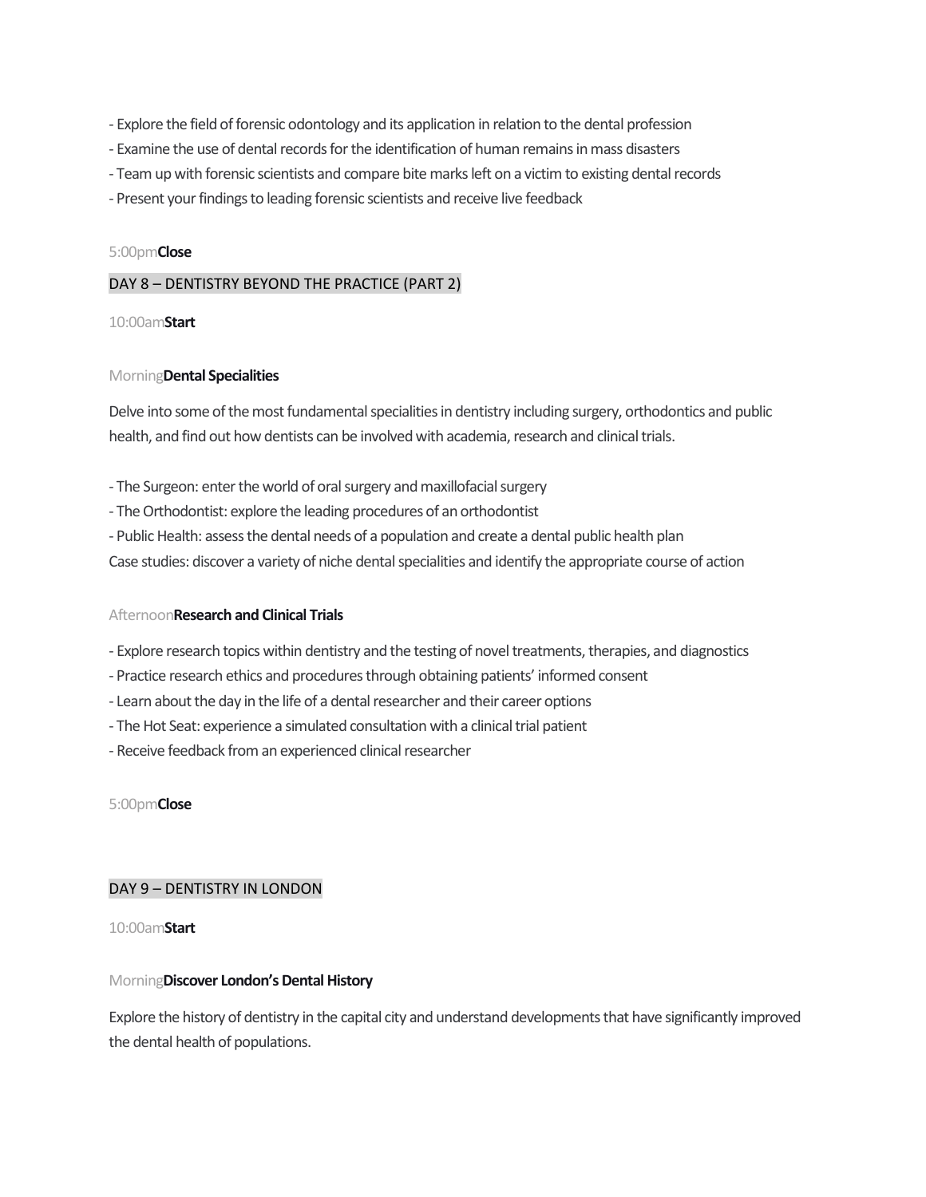- Explore the field of forensic odontology and its application in relation to the dental profession
- Examine the use of dental records for the identification of human remains in mass disasters
- Team up with forensic scientists and compare bite marks left on a victim to existing dental records
- Present your findings to leading forensic scientists and receive live feedback

5:00pm **Close**

## DAY 8 – DENTISTRY BEYOND THE PRACTICE (PART 2)

10:00am **Start**

Morning **Dental Specialities**

Delve into some of the most fundamental specialities in dentistry including surgery, orthodontics and public health, and find out how dentists can be involved with academia, research and clinical trials.

- The Surgeon: enter the world of oral surgery and maxillofacial surgery
- The Orthodontist: explore the leading procedures of an orthodontist
- Public Health: assess the dental needs of a population and create a dental public health plan

Case studies: discover a variety of niche dental specialities and identify the appropriate course of action

Afternoon **Research and Clinical Trials**

- Explore research topics within dentistry and the testing of novel treatments, therapies, and diagnostics
- Practice research ethics and procedures through obtaining patients' informed consent
- Learn about the day in the life of a dental researcher and their career options
- The Hot Seat: experience a simulated consultation with a clinical trial patient
- Receive feedback from an experienced clinical researcher

5:00pm **Close**

## DAY 9 – DENTISTRY IN LONDON

10:00am **Start**

Morning **Discover London's Dental History**

Explore the history of dentistry in the capital city and understand developments that have significantly improved the dental health of populations.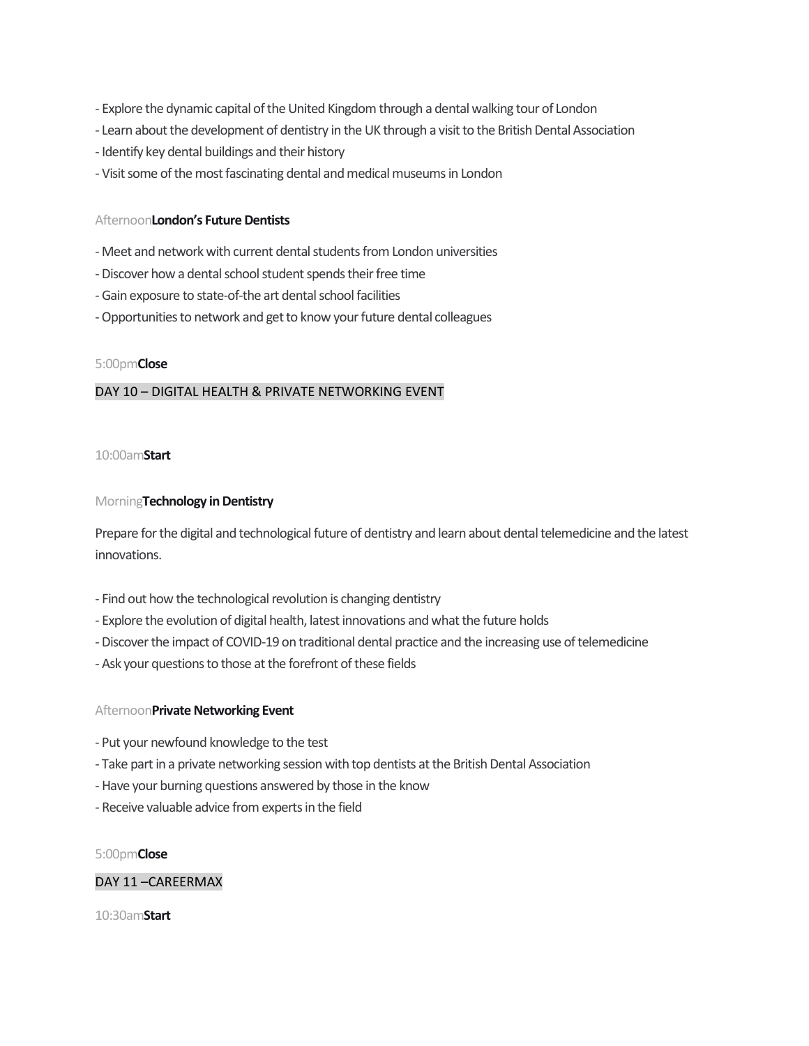- Explore the dynamic capital of the United Kingdom through a dental walking tour of London
- Learn about the development of dentistry in the UK through a visit to the British Dental Association
- Identify key dental buildings and their history
- Visit some of the most fascinating dental and medical museums in London

Afternoon**London's Future Dentists**

- Meet and network with current dental students from London universities
- Discover how a dental school student spends their free time
- Gain exposure to state-of-the art dental school facilities
- Opportunities to network and get to know your future dental colleagues

5:00pm**Close**

## DAY 10 – DIGITAL HEALTH & PRIVATE NETWORKING EVENT

10:00am**Start**

Morning**Technology in Dentistry**

Prepare for the digital and technological future of dentistry and learn about dental telemedicine and the latest innovations.

- Find out how the technological revolution is changing dentistry
- Explore the evolution of digital health, latest innovations and what the future holds
- Discover the impact of COVID-19 on traditional dental practice and the increasing use of telemedicine
- Ask your questions to those at the forefront of these fields

Afternoon**Private Networking Event**

- Put your newfound knowledge to the test
- Take part in a private networking session with top dentists at the British Dental Association
- Have your burning questions answered by those in the know
- Receive valuable advice from experts in the field

5:00pm**Close**

## DAY 11 –CAREERMAX

10:30am**Start**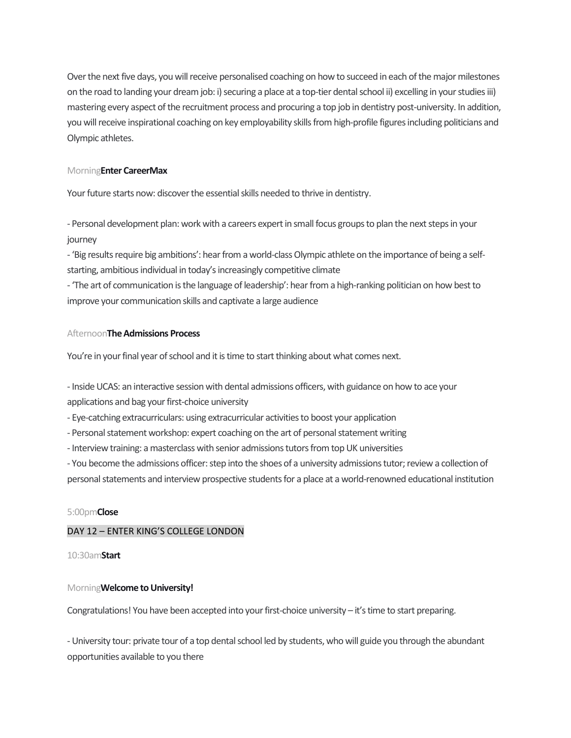Over the next five days, you will receive personalised coaching on how to succeed in each of the major milestones on the road to landing your dream job: i) securing a place at a top-tier dental school ii) excelling in your studies iii) mastering every aspect of the recruitment process and procuring a top job in dentistry post-university. In addition, you will receive inspirational coaching on key employability skills from high-profile figures including politicians and Olympic athletes.

Morning **Enter CareerMax**

Your future starts now: discover the essential skills needed to thrive in dentistry.

- Personal development plan: work with a careers expert in small focus groups to plan the next steps in your journey
- 'Big results require big ambitions': hear from a world-class Olympic athlete on the importance of being a self-starting, ambitious individual in today's increasingly competitive climate
- 'The art of communication is the language of leadership': hear from a high-ranking politician on how best to improve your communication skills and captivate a large audience

Afternoon **The Admissions Process**

You're in your final year of school and it is time to start thinking about what comes next.

- Inside UCAS: an interactive session with dental admissions officers, with guidance on how to ace your applications and bag your first-choice university
- Eye-catching extracurriculars: using extracurricular activities to boost your application
- Personal statement workshop: expert coaching on the art of personal statement writing
- Interview training: a masterclass with senior admissions tutors from top UK universities
- You become the admissions officer: step into the shoes of a university admissions tutor; review a collection of personal statements and interview prospective students for a place at a world-renowned educational institution

5:00pm **Close**

## DAY 12 – ENTER KING'S COLLEGE LONDON

10:30am **Start**

Morning **Welcome to University!**

Congratulations! You have been accepted into your first-choice university – it's time to start preparing.

- University tour: private tour of a top dental school led by students, who will guide you through the abundant opportunities available to you there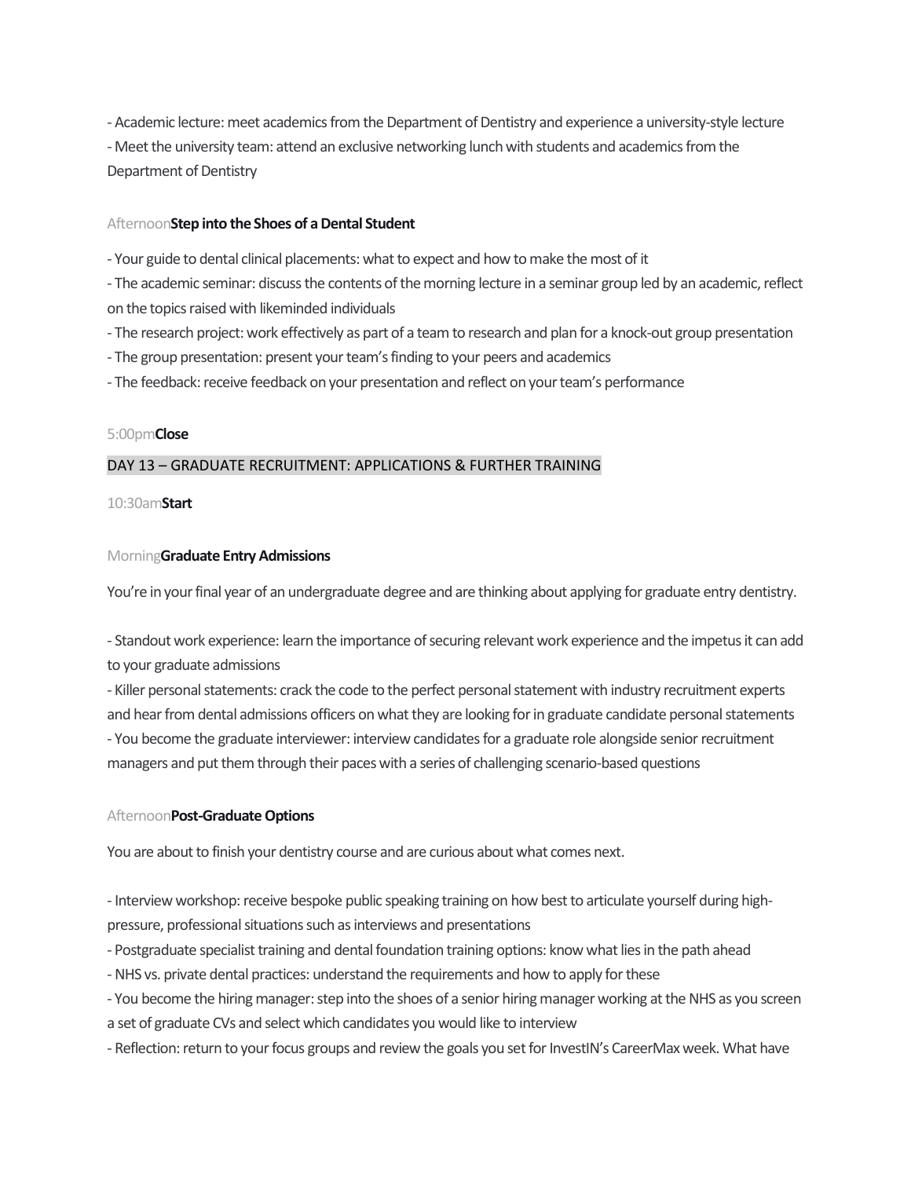- Academic lecture: meet academics from the Department of Dentistry and experience a university-style lecture
- Meet the university team: attend an exclusive networking lunch with students and academics from the Department of Dentistry

Afternoon **Step into the Shoes of a Dental Student**

- Your guide to dental clinical placements: what to expect and how to make the most of it
- The academic seminar: discuss the contents of the morning lecture in a seminar group led by an academic, reflect on the topics raised with likeminded individuals
- The research project: work effectively as part of a team to research and plan for a knock-out group presentation
- The group presentation: present your team's finding to your peers and academics
- The feedback: receive feedback on your presentation and reflect on your team's performance

5:00pm **Close**

## DAY 13 – GRADUATE RECRUITMENT: APPLICATIONS & FURTHER TRAINING

10:30am **Start**

Morning **Graduate Entry Admissions**

You're in your final year of an undergraduate degree and are thinking about applying for graduate entry dentistry.

- Standout work experience: learn the importance of securing relevant work experience and the impetus it can add to your graduate admissions
- Killer personal statements: crack the code to the perfect personal statement with industry recruitment experts and hear from dental admissions officers on what they are looking for in graduate candidate personal statements
- You become the graduate interviewer: interview candidates for a graduate role alongside senior recruitment managers and put them through their paces with a series of challenging scenario-based questions

Afternoon **Post-Graduate Options**

You are about to finish your dentistry course and are curious about what comes next.

- Interview workshop: receive bespoke public speaking training on how best to articulate yourself during high-pressure, professional situations such as interviews and presentations
- Postgraduate specialist training and dental foundation training options: know what lies in the path ahead
- NHS vs. private dental practices: understand the requirements and how to apply for these
- You become the hiring manager: step into the shoes of a senior hiring manager working at the NHS as you screen a set of graduate CVs and select which candidates you would like to interview
- Reflection: return to your focus groups and review the goals you set for InvestIN's CareerMax week. What have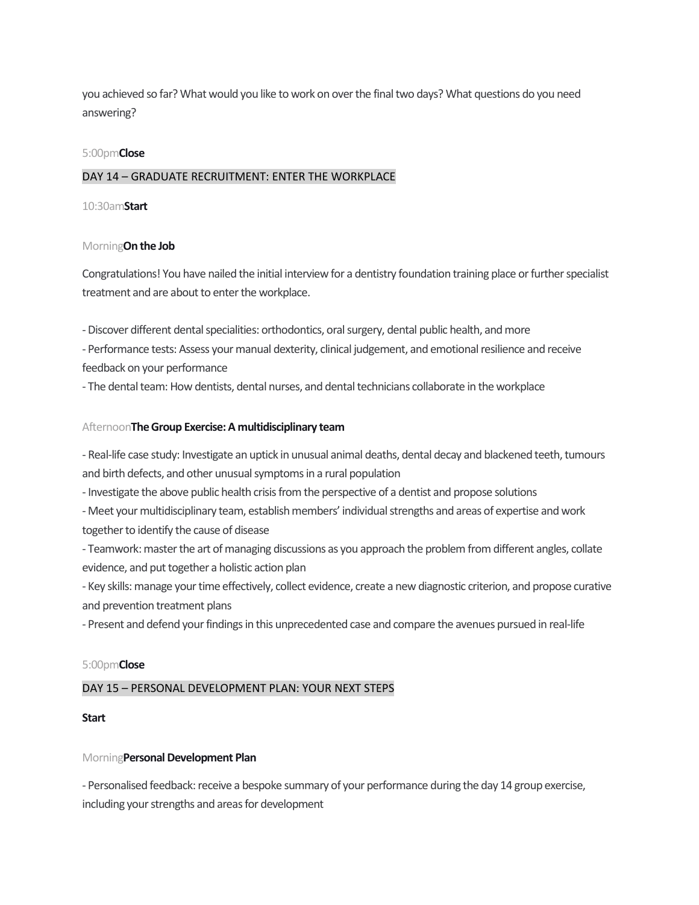you achieved so far? What would you like to work on over the final two days? What questions do you need answering?

5:00pm**Close**

## DAY 14 – GRADUATE RECRUITMENT: ENTER THE WORKPLACE

10:30am**Start**

Morning**On the Job**

Congratulations! You have nailed the initial interview for a dentistry foundation training place or further specialist treatment and are about to enter the workplace.

- Discover different dental specialities: orthodontics, oral surgery, dental public health, and more
- Performance tests: Assess your manual dexterity, clinical judgement, and emotional resilience and receive feedback on your performance
- The dental team: How dentists, dental nurses, and dental technicians collaborate in the workplace

Afternoon**The Group Exercise: A multidisciplinary team**

- Real-life case study: Investigate an uptick in unusual animal deaths, dental decay and blackened teeth, tumours and birth defects, and other unusual symptoms in a rural population
- Investigate the above public health crisis from the perspective of a dentist and propose solutions
- Meet your multidisciplinary team, establish members' individual strengths and areas of expertise and work together to identify the cause of disease
- Teamwork: master the art of managing discussions as you approach the problem from different angles, collate evidence, and put together a holistic action plan
- Key skills: manage your time effectively, collect evidence, create a new diagnostic criterion, and propose curative and prevention treatment plans
- Present and defend your findings in this unprecedented case and compare the avenues pursued in real-life

5:00pm**Close**

## DAY 15 – PERSONAL DEVELOPMENT PLAN: YOUR NEXT STEPS

**Start**

Morning**Personal Development Plan**

- Personalised feedback: receive a bespoke summary of your performance during the day 14 group exercise, including your strengths and areas for development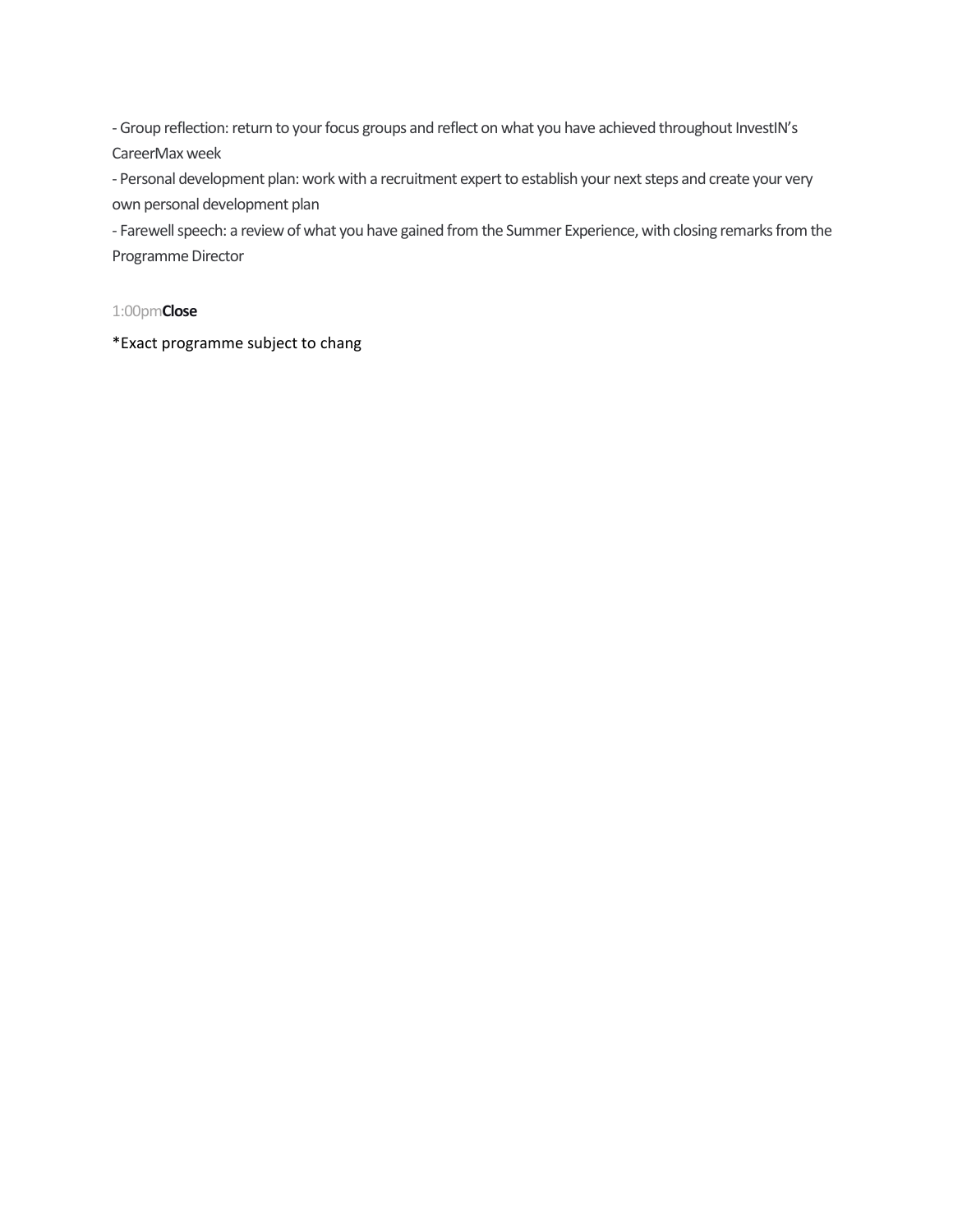- Group reflection: return to your focus groups and reflect on what you have achieved throughout InvestIN's CareerMax week
- Personal development plan: work with a recruitment expert to establish your next steps and create your very own personal development plan
- Farewell speech: a review of what you have gained from the Summer Experience, with closing remarks from the Programme Director

1:00pm**Close**

*Exact programme subject to chang